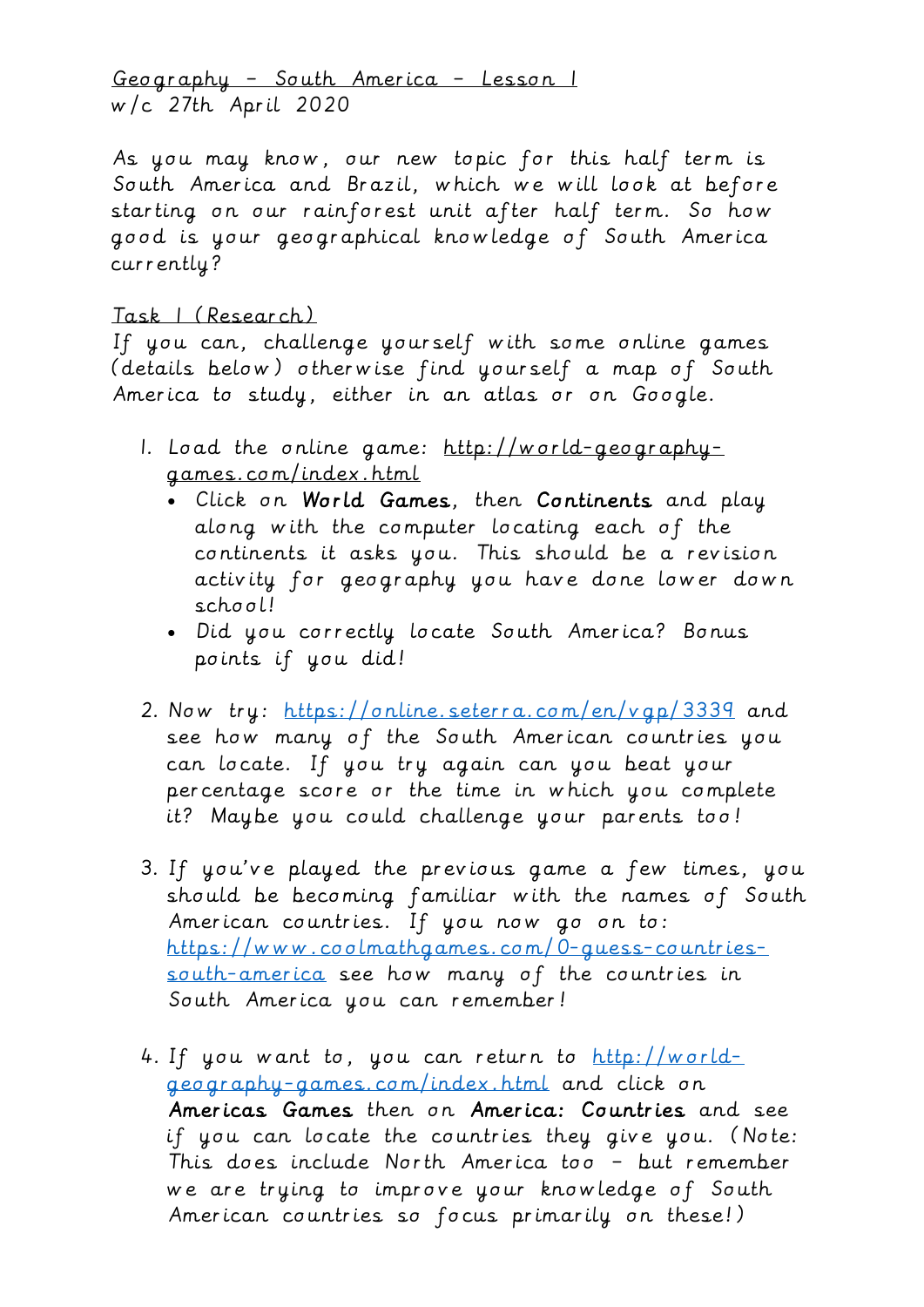Geography – South America – Lesson 1
w/c 27th April 2020

As you may know, our new topic for this half term is South America and Brazil, which we will look at before starting on our rainforest unit after half term. So how good is your geographical knowledge of South America currently?

Task 1 (Research)

If you can, challenge yourself with some online games (details below) otherwise find yourself a map of South America to study, either in an atlas or on Google.

1. Load the online game: http://world-geography-games.com/index.html
   - Click on **World Games**, then **Continents** and play along with the computer locating each of the continents it asks you. This should be a revision activity for geography you have done lower down school!
   - Did you correctly locate South America? Bonus points if you did!

2. Now try: https://online.seterra.com/en/vgp/3339 and see how many of the South American countries you can locate. If you try again can you beat your percentage score or the time in which you complete it? Maybe you could challenge your parents too!

3. If you've played the previous game a few times, you should be becoming familiar with the names of South American countries. If you now go on to: https://www.coolmathgames.com/0-guess-countries-south-america see how many of the countries in South America you can remember!

4. If you want to, you can return to http://world-geography-games.com/index.html and click on **Americas Games** then on **America: Countries** and see if you can locate the countries they give you. (Note: This does include North America too – but remember we are trying to improve your knowledge of South American countries so focus primarily on these!)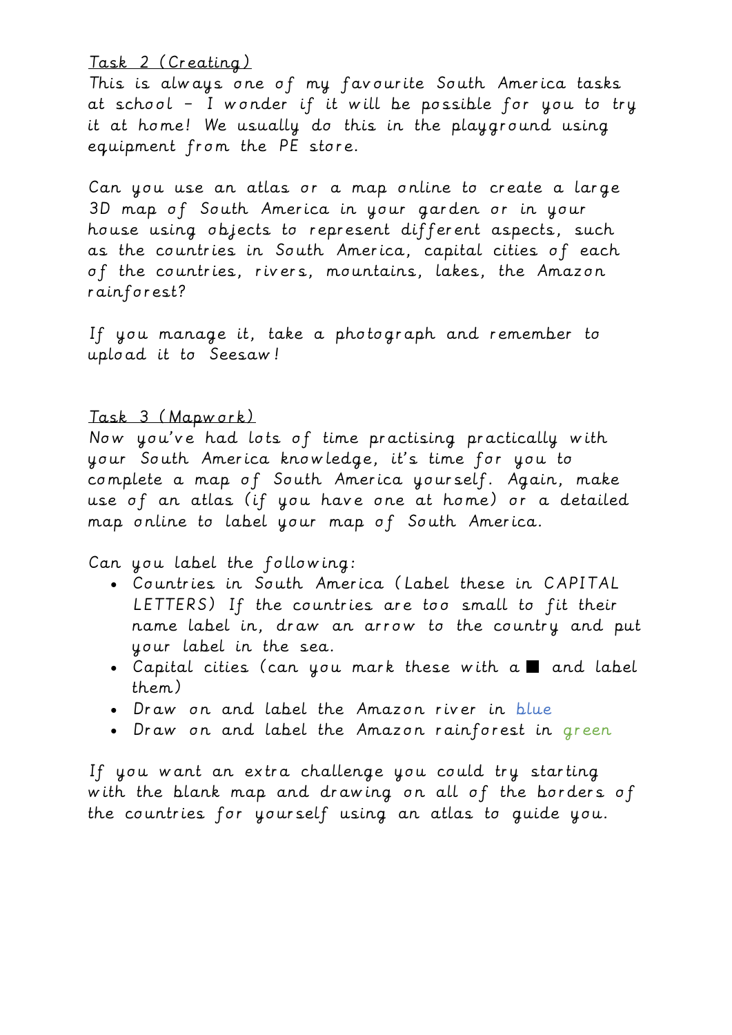Task 2 (Creating)

This is always one of my favourite South America tasks at school – I wonder if it will be possible for you to try it at home! We usually do this in the playground using equipment from the PE store.

Can you use an atlas or a map online to create a large 3D map of South America in your garden or in your house using objects to represent different aspects, such as the countries in South America, capital cities of each of the countries, rivers, mountains, lakes, the Amazon rainforest?

If you manage it, take a photograph and remember to upload it to Seesaw!

Task 3 (Mapwork)

Now you've had lots of time practising practically with your South America knowledge, it's time for you to complete a map of South America yourself. Again, make use of an atlas (if you have one at home) or a detailed map online to label your map of South America.

Can you label the following:

- Countries in South America (Label these in CAPITAL LETTERS) If the countries are too small to fit their name label in, draw an arrow to the country and put your label in the sea.
- Capital cities (can you mark these with a ■ and label them)
- Draw on and label the Amazon river in blue
- Draw on and label the Amazon rainforest in green

If you want an extra challenge you could try starting with the blank map and drawing on all of the borders of the countries for yourself using an atlas to guide you.